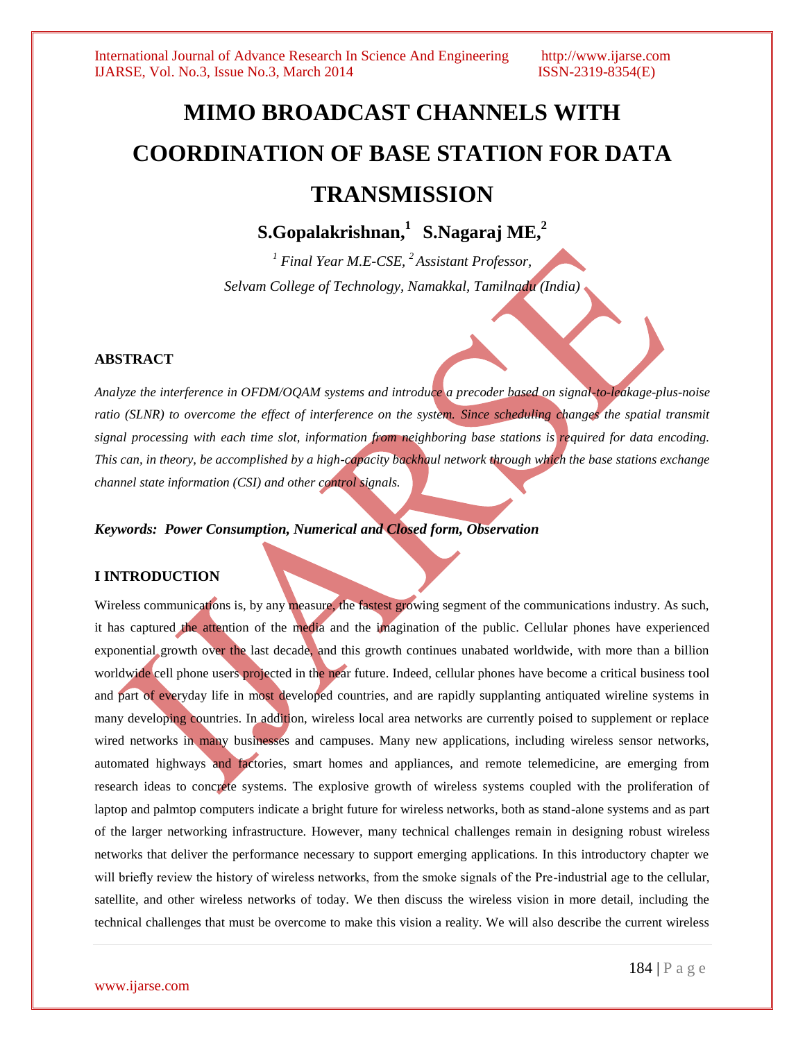# MIMO BROADCAST CHANNELS WITH COORDINATION OF BASE STATION FOR DATA TRANSMISSION

**S.Gopalakrishnan,[1] S.Nagaraj ME,[2]**

*[1] Final Year M.E-CSE, [2] Assistant Professor,*

*Selvam College of Technology, Namakkal, Tamilnadu (India)*

## ABSTRACT

*Analyze the interference in OFDM/OQAM systems and introduce a precoder based on signal-to-leakage-plus-noise ratio (SLNR) to overcome the effect of interference on the system. Since scheduling changes the spatial transmit signal processing with each time slot, information from neighboring base stations is required for data encoding. This can, in theory, be accomplished by a high-capacity backhaul network through which the base stations exchange channel state information (CSI) and other control signals.*

***Keywords: Power Consumption, Numerical and Closed form, Observation***

## I INTRODUCTION

Wireless communications is, by any measure, the fastest growing segment of the communications industry. As such, it has captured the attention of the media and the imagination of the public. Cellular phones have experienced exponential growth over the last decade, and this growth continues unabated worldwide, with more than a billion worldwide cell phone users projected in the near future. Indeed, cellular phones have become a critical business tool and part of everyday life in most developed countries, and are rapidly supplanting antiquated wireline systems in many developing countries. In addition, wireless local area networks are currently poised to supplement or replace wired networks in many businesses and campuses. Many new applications, including wireless sensor networks, automated highways and factories, smart homes and appliances, and remote telemedicine, are emerging from research ideas to concrete systems. The explosive growth of wireless systems coupled with the proliferation of laptop and palmtop computers indicate a bright future for wireless networks, both as stand-alone systems and as part of the larger networking infrastructure. However, many technical challenges remain in designing robust wireless networks that deliver the performance necessary to support emerging applications. In this introductory chapter we will briefly review the history of wireless networks, from the smoke signals of the Pre-industrial age to the cellular, satellite, and other wireless networks of today. We then discuss the wireless vision in more detail, including the technical challenges that must be overcome to make this vision a reality. We will also describe the current wireless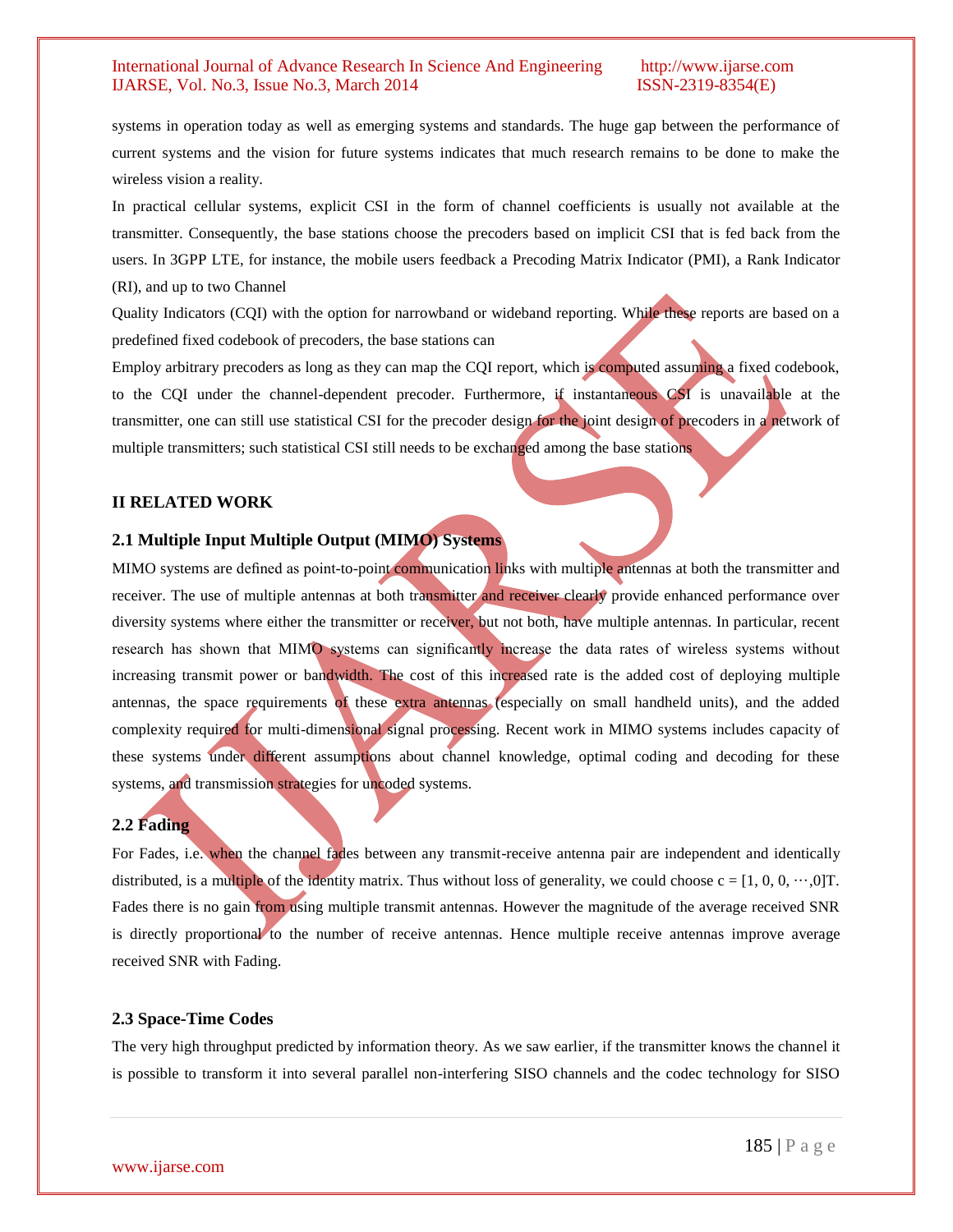systems in operation today as well as emerging systems and standards. The huge gap between the performance of current systems and the vision for future systems indicates that much research remains to be done to make the wireless vision a reality.

In practical cellular systems, explicit CSI in the form of channel coefficients is usually not available at the transmitter. Consequently, the base stations choose the precoders based on implicit CSI that is fed back from the users. In 3GPP LTE, for instance, the mobile users feedback a Precoding Matrix Indicator (PMI), a Rank Indicator (RI), and up to two Channel

Quality Indicators (CQI) with the option for narrowband or wideband reporting. While these reports are based on a predefined fixed codebook of precoders, the base stations can

Employ arbitrary precoders as long as they can map the CQI report, which is computed assuming a fixed codebook, to the CQI under the channel-dependent precoder. Furthermore, if instantaneous CSI is unavailable at the transmitter, one can still use statistical CSI for the precoder design for the joint design of precoders in a network of multiple transmitters; such statistical CSI still needs to be exchanged among the base stations

## II RELATED WORK

### 2.1 Multiple Input Multiple Output (MIMO) Systems

MIMO systems are defined as point-to-point communication links with multiple antennas at both the transmitter and receiver. The use of multiple antennas at both transmitter and receiver clearly provide enhanced performance over diversity systems where either the transmitter or receiver, but not both, have multiple antennas. In particular, recent research has shown that MIMO systems can significantly increase the data rates of wireless systems without increasing transmit power or bandwidth. The cost of this increased rate is the added cost of deploying multiple antennas, the space requirements of these extra antennas (especially on small handheld units), and the added complexity required for multi-dimensional signal processing. Recent work in MIMO systems includes capacity of these systems under different assumptions about channel knowledge, optimal coding and decoding for these systems, and transmission strategies for uncoded systems.

### 2.2 Fading

For Fades, i.e. when the channel fades between any transmit-receive antenna pair are independent and identically distributed, is a multiple of the identity matrix. Thus without loss of generality, we could choose $c = [1, 0, 0, \cdots, 0]T$. Fades there is no gain from using multiple transmit antennas. However the magnitude of the average received SNR is directly proportional to the number of receive antennas. Hence multiple receive antennas improve average received SNR with Fading.

### 2.3 Space-Time Codes

The very high throughput predicted by information theory. As we saw earlier, if the transmitter knows the channel it is possible to transform it into several parallel non-interfering SISO channels and the codec technology for SISO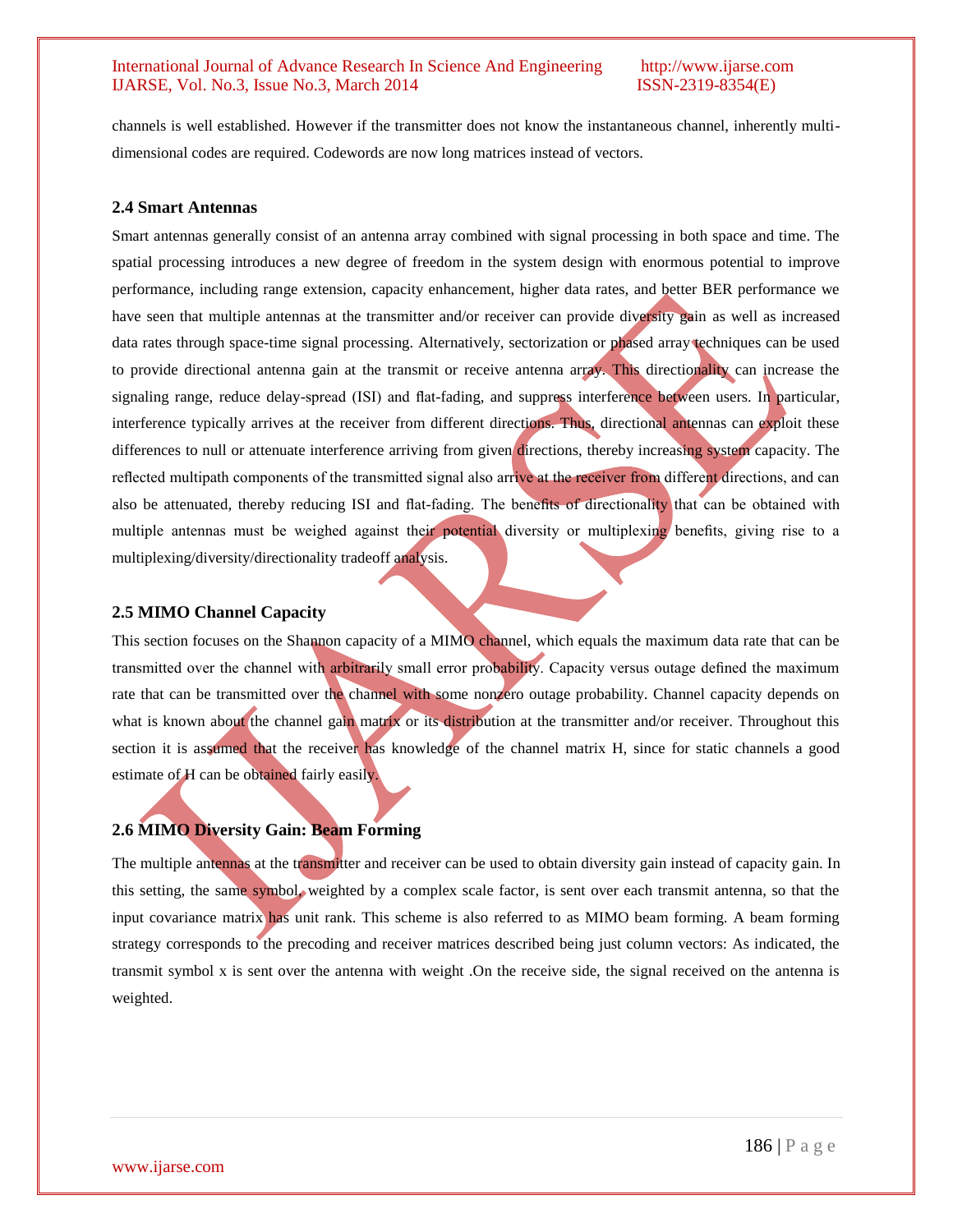channels is well established. However if the transmitter does not know the instantaneous channel, inherently multi-dimensional codes are required. Codewords are now long matrices instead of vectors.

### 2.4 Smart Antennas

Smart antennas generally consist of an antenna array combined with signal processing in both space and time. The spatial processing introduces a new degree of freedom in the system design with enormous potential to improve performance, including range extension, capacity enhancement, higher data rates, and better BER performance we have seen that multiple antennas at the transmitter and/or receiver can provide diversity gain as well as increased data rates through space-time signal processing. Alternatively, sectorization or phased array techniques can be used to provide directional antenna gain at the transmit or receive antenna array. This directionality can increase the signaling range, reduce delay-spread (ISI) and flat-fading, and suppress interference between users. In particular, interference typically arrives at the receiver from different directions. Thus, directional antennas can exploit these differences to null or attenuate interference arriving from given directions, thereby increasing system capacity. The reflected multipath components of the transmitted signal also arrive at the receiver from different directions, and can also be attenuated, thereby reducing ISI and flat-fading. The benefits of directionality that can be obtained with multiple antennas must be weighed against their potential diversity or multiplexing benefits, giving rise to a multiplexing/diversity/directionality tradeoff analysis.

### 2.5 MIMO Channel Capacity

This section focuses on the Shannon capacity of a MIMO channel, which equals the maximum data rate that can be transmitted over the channel with arbitrarily small error probability. Capacity versus outage defined the maximum rate that can be transmitted over the channel with some nonzero outage probability. Channel capacity depends on what is known about the channel gain matrix or its distribution at the transmitter and/or receiver. Throughout this section it is assumed that the receiver has knowledge of the channel matrix H, since for static channels a good estimate of H can be obtained fairly easily.

### 2.6 MIMO Diversity Gain: Beam Forming

The multiple antennas at the transmitter and receiver can be used to obtain diversity gain instead of capacity gain. In this setting, the same symbol, weighted by a complex scale factor, is sent over each transmit antenna, so that the input covariance matrix has unit rank. This scheme is also referred to as MIMO beam forming. A beam forming strategy corresponds to the precoding and receiver matrices described being just column vectors: As indicated, the transmit symbol x is sent over the antenna with weight .On the receive side, the signal received on the antenna is weighted.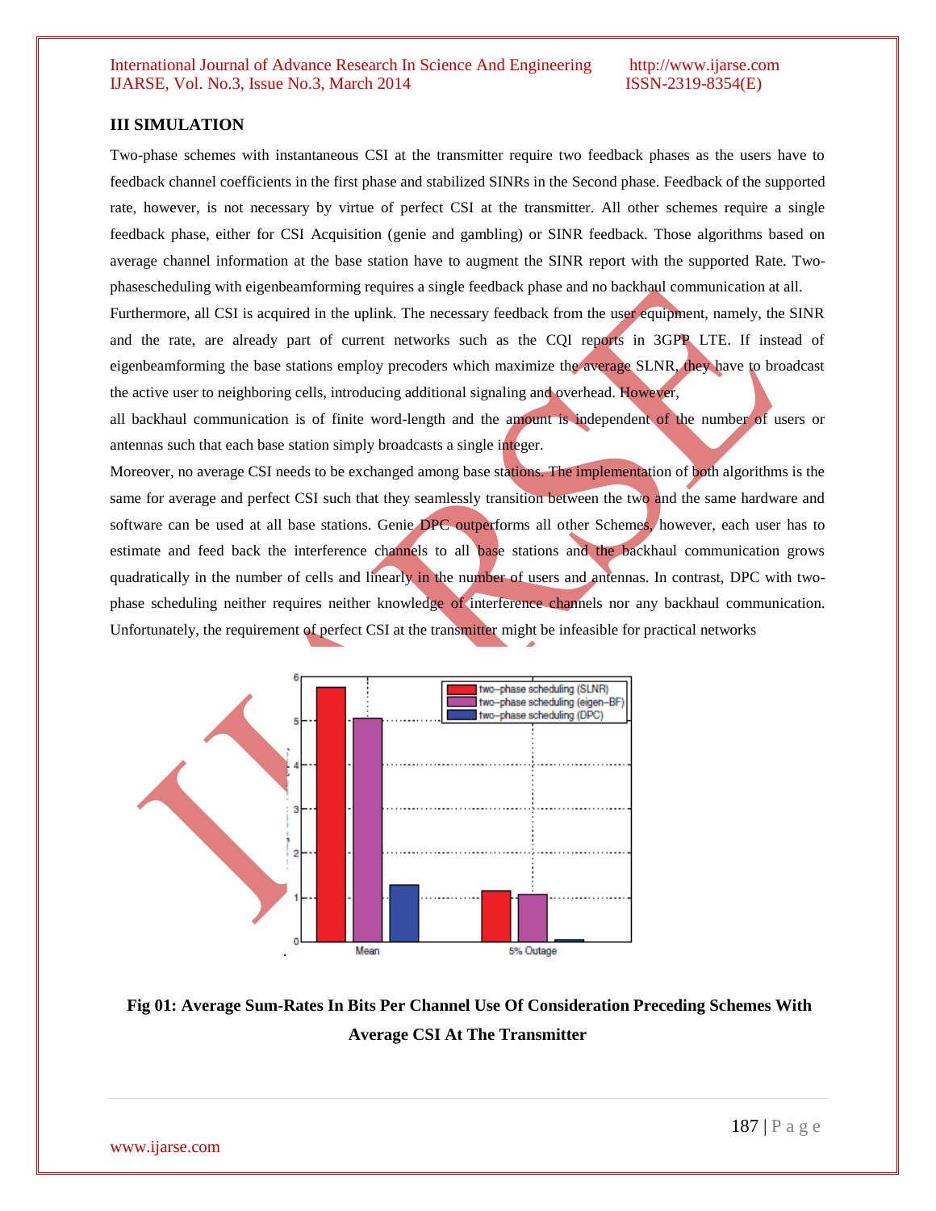## III SIMULATION

Two-phase schemes with instantaneous CSI at the transmitter require two feedback phases as the users have to feedback channel coefficients in the first phase and stabilized SINRs in the Second phase. Feedback of the supported rate, however, is not necessary by virtue of perfect CSI at the transmitter. All other schemes require a single feedback phase, either for CSI Acquisition (genie and gambling) or SINR feedback. Those algorithms based on average channel information at the base station have to augment the SINR report with the supported Rate. Two-phasescheduling with eigenbeamforming requires a single feedback phase and no backhaul communication at all.

Furthermore, all CSI is acquired in the uplink. The necessary feedback from the user equipment, namely, the SINR and the rate, are already part of current networks such as the CQI reports in 3GPP LTE. If instead of eigenbeamforming the base stations employ precoders which maximize the average SLNR, they have to broadcast the active user to neighboring cells, introducing additional signaling and overhead. However,

all backhaul communication is of finite word-length and the amount is independent of the number of users or antennas such that each base station simply broadcasts a single integer.

Moreover, no average CSI needs to be exchanged among base stations. The implementation of both algorithms is the same for average and perfect CSI such that they seamlessly transition between the two and the same hardware and software can be used at all base stations. Genie DPC outperforms all other Schemes, however, each user has to estimate and feed back the interference channels to all base stations and the backhaul communication grows quadratically in the number of cells and linearly in the number of users and antennas. In contrast, DPC with two-phase scheduling neither requires neither knowledge of interference channels nor any backhaul communication. Unfortunately, the requirement of perfect CSI at the transmitter might be infeasible for practical networks

**Fig 01: Average Sum-Rates In Bits Per Channel Use Of Consideration Preceding Schemes With Average CSI At The Transmitter**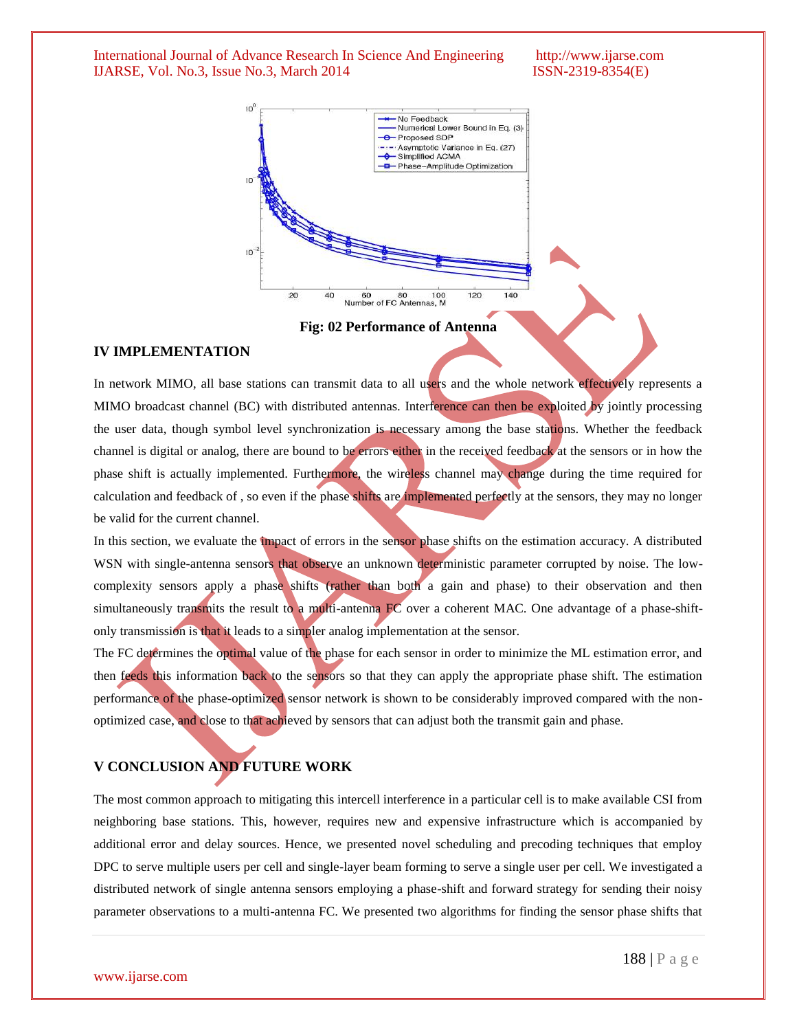Fig: 02 Performance of Antenna

## IV IMPLEMENTATION

In network MIMO, all base stations can transmit data to all users and the whole network effectively represents a MIMO broadcast channel (BC) with distributed antennas. Interference can then be exploited by jointly processing the user data, though symbol level synchronization is necessary among the base stations. Whether the feedback channel is digital or analog, there are bound to be errors either in the received feedback at the sensors or in how the phase shift is actually implemented. Furthermore, the wireless channel may change during the time required for calculation and feedback of , so even if the phase shifts are implemented perfectly at the sensors, they may no longer be valid for the current channel.

In this section, we evaluate the impact of errors in the sensor phase shifts on the estimation accuracy. A distributed WSN with single-antenna sensors that observe an unknown deterministic parameter corrupted by noise. The low-complexity sensors apply a phase shifts (rather than both a gain and phase) to their observation and then simultaneously transmits the result to a multi-antenna FC over a coherent MAC. One advantage of a phase-shift-only transmission is that it leads to a simpler analog implementation at the sensor.

The FC determines the optimal value of the phase for each sensor in order to minimize the ML estimation error, and then feeds this information back to the sensors so that they can apply the appropriate phase shift. The estimation performance of the phase-optimized sensor network is shown to be considerably improved compared with the non-optimized case, and close to that achieved by sensors that can adjust both the transmit gain and phase.

## V CONCLUSION AND FUTURE WORK

The most common approach to mitigating this intercell interference in a particular cell is to make available CSI from neighboring base stations. This, however, requires new and expensive infrastructure which is accompanied by additional error and delay sources. Hence, we presented novel scheduling and precoding techniques that employ DPC to serve multiple users per cell and single-layer beam forming to serve a single user per cell. We investigated a distributed network of single antenna sensors employing a phase-shift and forward strategy for sending their noisy parameter observations to a multi-antenna FC. We presented two algorithms for finding the sensor phase shifts that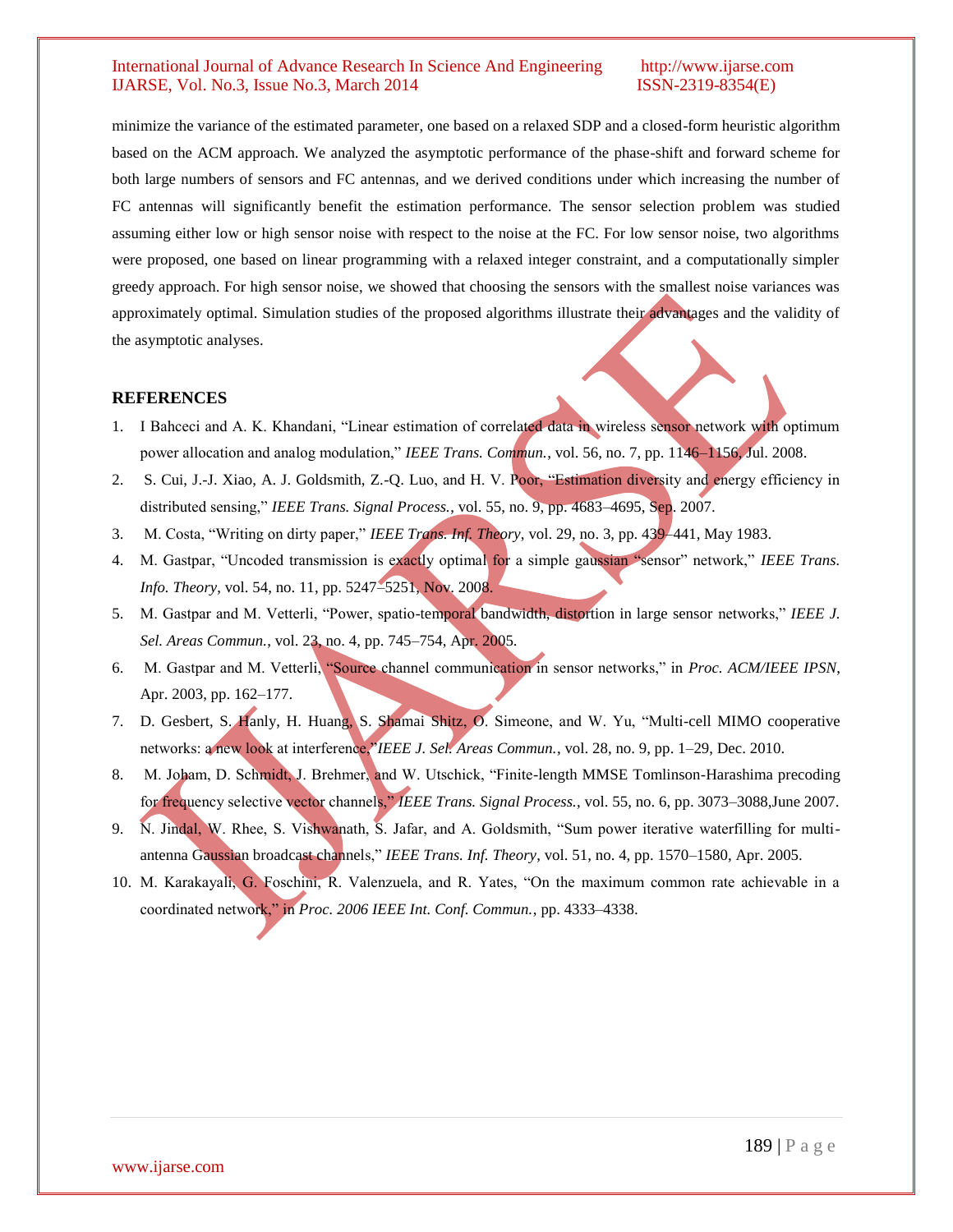minimize the variance of the estimated parameter, one based on a relaxed SDP and a closed-form heuristic algorithm based on the ACM approach. We analyzed the asymptotic performance of the phase-shift and forward scheme for both large numbers of sensors and FC antennas, and we derived conditions under which increasing the number of FC antennas will significantly benefit the estimation performance. The sensor selection problem was studied assuming either low or high sensor noise with respect to the noise at the FC. For low sensor noise, two algorithms were proposed, one based on linear programming with a relaxed integer constraint, and a computationally simpler greedy approach. For high sensor noise, we showed that choosing the sensors with the smallest noise variances was approximately optimal. Simulation studies of the proposed algorithms illustrate their advantages and the validity of the asymptotic analyses.

## REFERENCES

1. I Bahceci and A. K. Khandani, "Linear estimation of correlated data in wireless sensor network with optimum power allocation and analog modulation," *IEEE Trans. Commun.*, vol. 56, no. 7, pp. 1146–1156, Jul. 2008.
2. S. Cui, J.-J. Xiao, A. J. Goldsmith, Z.-Q. Luo, and H. V. Poor, "Estimation diversity and energy efficiency in distributed sensing," *IEEE Trans. Signal Process.*, vol. 55, no. 9, pp. 4683–4695, Sep. 2007.
3. M. Costa, "Writing on dirty paper," *IEEE Trans. Inf. Theory*, vol. 29, no. 3, pp. 439–441, May 1983.
4. M. Gastpar, "Uncoded transmission is exactly optimal for a simple gaussian "sensor" network," *IEEE Trans. Info. Theory*, vol. 54, no. 11, pp. 5247–5251, Nov. 2008.
5. M. Gastpar and M. Vetterli, "Power, spatio-temporal bandwidth, distortion in large sensor networks," *IEEE J. Sel. Areas Commun.*, vol. 23, no. 4, pp. 745–754, Apr. 2005.
6. M. Gastpar and M. Vetterli, "Source channel communication in sensor networks," in *Proc. ACM/IEEE IPSN*, Apr. 2003, pp. 162–177.
7. D. Gesbert, S. Hanly, H. Huang, S. Shamai Shitz, O. Simeone, and W. Yu, "Multi-cell MIMO cooperative networks: a new look at interference,"*IEEE J. Sel. Areas Commun.*, vol. 28, no. 9, pp. 1–29, Dec. 2010.
8. M. Joham, D. Schmidt, J. Brehmer, and W. Utschick, "Finite-length MMSE Tomlinson-Harashima precoding for frequency selective vector channels," *IEEE Trans. Signal Process.*, vol. 55, no. 6, pp. 3073–3088,June 2007.
9. N. Jindal, W. Rhee, S. Vishwanath, S. Jafar, and A. Goldsmith, "Sum power iterative waterfilling for multi-antenna Gaussian broadcast channels," *IEEE Trans. Inf. Theory*, vol. 51, no. 4, pp. 1570–1580, Apr. 2005.
10. M. Karakayali, G. Foschini, R. Valenzuela, and R. Yates, "On the maximum common rate achievable in a coordinated network," in *Proc. 2006 IEEE Int. Conf. Commun.*, pp. 4333–4338.